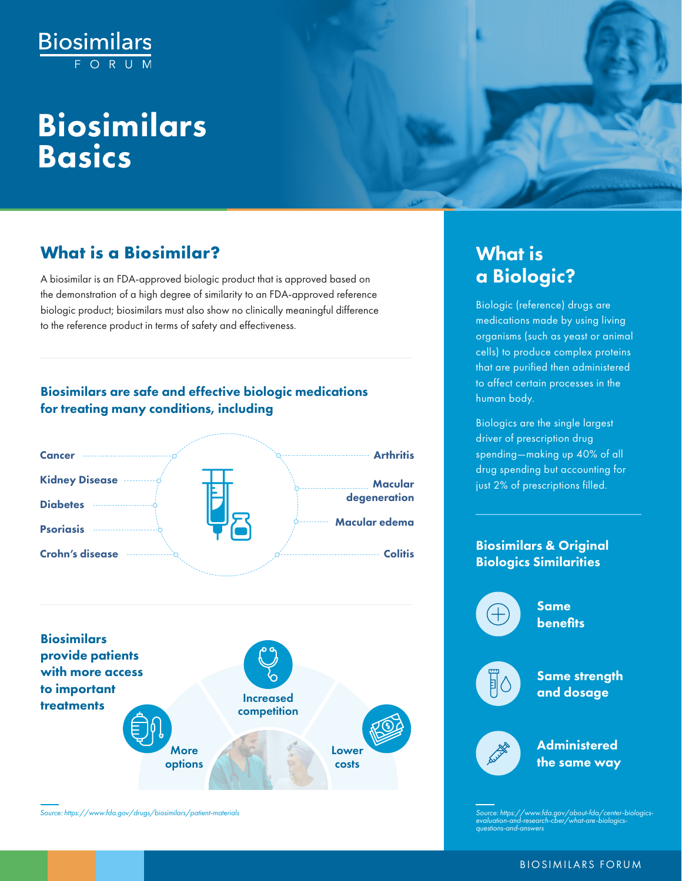Biosimilars FORUM

# Biosimilars Basics

## What is a Biosimilar?

A biosimilar is an FDA-approved biologic product that is approved based on the demonstration of a high degree of similarity to an FDA-approved reference biologic product; biosimilars must also show no clinically meaningful difference to the reference product in terms of safety and effectiveness.

### Biosimilars are safe and effective biologic medications for treating many conditions, including

- Cancer
- Kidney Disease
- Diabetes
- Psoriasis
- Crohn's disease
- Arthritis
- Macular degeneration
- Macular edema
- Colitis

### Biosimilars provide patients with more access to important treatments

- More options
- Increased competition
- Lower costs

*Source: https://www.fda.gov/drugs/biosimilars/patient-materials*

## What is a Biologic?

Biologic (reference) drugs are medications made by using living organisms (such as yeast or animal cells) to produce complex proteins that are purified then administered to affect certain processes in the human body.

Biologics are the single largest driver of prescription drug spending—making up 40% of all drug spending but accounting for just 2% of prescriptions filled.

### Biosimilars & Original Biologics Similarities

- Same benefits
- Same strength and dosage
- Administered the same way

*Source: https://www.fda.gov/about-fda/center-biologics-evaluation-and-research-cber/what-are-biologics-questions-and-answers*

BIOSIMILARS FORUM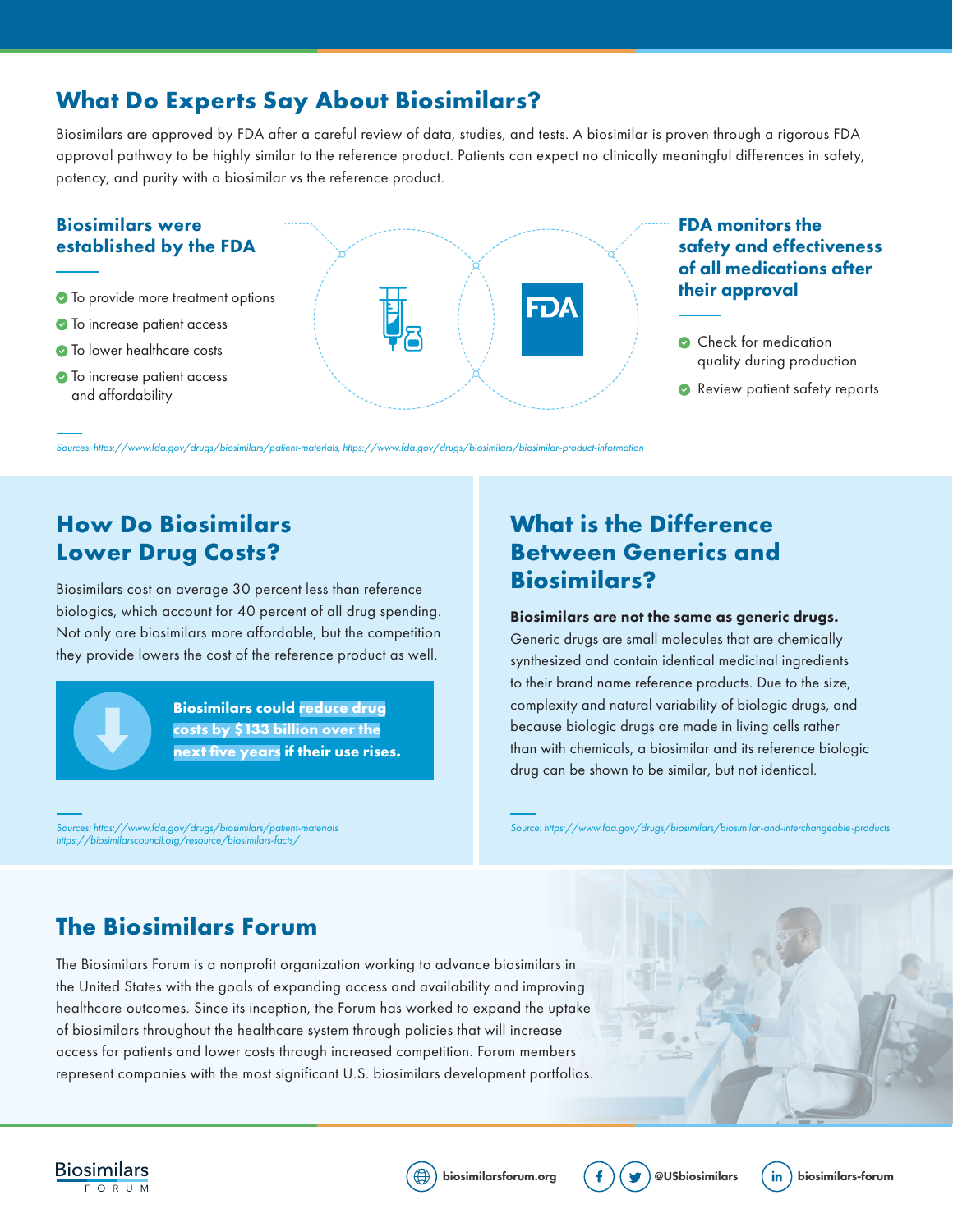## What Do Experts Say About Biosimilars?

Biosimilars are approved by FDA after a careful review of data, studies, and tests. A biosimilar is proven through a rigorous FDA approval pathway to be highly similar to the reference product. Patients can expect no clinically meaningful differences in safety, potency, and purity with a biosimilar vs the reference product.

### Biosimilars were established by the FDA

- To provide more treatment options
- To increase patient access
- To lower healthcare costs
- To increase patient access and affordability

### FDA monitors the safety and effectiveness of all medications after their approval

- Check for medication quality during production
- Review patient safety reports

*Sources: https://www.fda.gov/drugs/biosimilars/patient-materials, https://www.fda.gov/drugs/biosimilars/biosimilar-product-information*

## How Do Biosimilars Lower Drug Costs?

Biosimilars cost on average 30 percent less than reference biologics, which account for 40 percent of all drug spending. Not only are biosimilars more affordable, but the competition they provide lowers the cost of the reference product as well.

**Biosimilars could reduce drug costs by $133 billion over the next five years if their use rises.**

*Sources: https://www.fda.gov/drugs/biosimilars/patient-materials*
*https://biosimilarscouncil.org/resource/biosimilars-facts/*

## What is the Difference Between Generics and Biosimilars?

**Biosimilars are not the same as generic drugs.** Generic drugs are small molecules that are chemically synthesized and contain identical medicinal ingredients to their brand name reference products. Due to the size, complexity and natural variability of biologic drugs, and because biologic drugs are made in living cells rather than with chemicals, a biosimilar and its reference biologic drug can be shown to be similar, but not identical.

*Source: https://www.fda.gov/drugs/biosimilars/biosimilar-and-interchangeable-products*

## The Biosimilars Forum

The Biosimilars Forum is a nonprofit organization working to advance biosimilars in the United States with the goals of expanding access and availability and improving healthcare outcomes. Since its inception, the Forum has worked to expand the uptake of biosimilars throughout the healthcare system through policies that will increase access for patients and lower costs through increased competition. Forum members represent companies with the most significant U.S. biosimilars development portfolios.

Biosimilars FORUM

biosimilarsforum.org | @USbiosimilars | biosimilars-forum